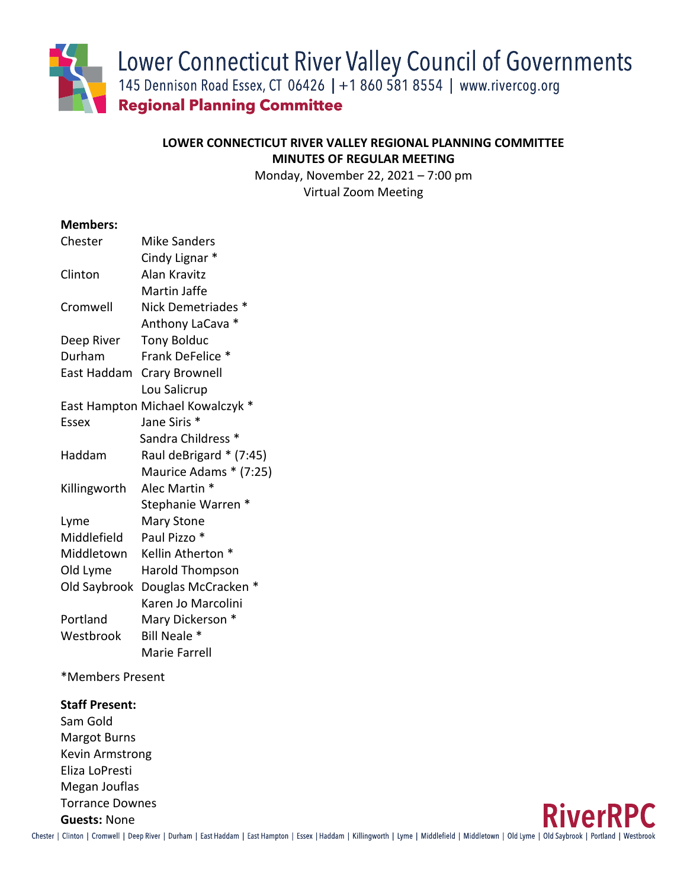Lower Connecticut River Valley Council of Governments
145 Dennison Road Essex, CT 06426 | +1 860 581 8554 | www.rivercog.org
**Regional Planning Committee**

**LOWER CONNECTICUT RIVER VALLEY REGIONAL PLANNING COMMITTEE**
**MINUTES OF REGULAR MEETING**
Monday, November 22, 2021 – 7:00 pm
Virtual Zoom Meeting

**Members:**

| | |
|---|---|
| Chester | Mike Sanders |
| | Cindy Lignar * |
| Clinton | Alan Kravitz |
| | Martin Jaffe |
| Cromwell | Nick Demetriades * |
| | Anthony LaCava * |
| Deep River | Tony Bolduc |
| Durham | Frank DeFelice * |
| East Haddam | Crary Brownell |
| | Lou Salicrup |
| East Hampton | Michael Kowalczyk * |
| Essex | Jane Siris * |
| | Sandra Childress * |
| Haddam | Raul deBrigard * (7:45) |
| | Maurice Adams * (7:25) |
| Killingworth | Alec Martin * |
| | Stephanie Warren * |
| Lyme | Mary Stone |
| Middlefield | Paul Pizzo * |
| Middletown | Kellin Atherton * |
| Old Lyme | Harold Thompson |
| Old Saybrook | Douglas McCracken * |
| | Karen Jo Marcolini |
| Portland | Mary Dickerson * |
| Westbrook | Bill Neale * |
| | Marie Farrell |

*Members Present

**Staff Present:**
Sam Gold
Margot Burns
Kevin Armstrong
Eliza LoPresti
Megan Jouflas
Torrance Downes

**Guests:** None

RiverRPC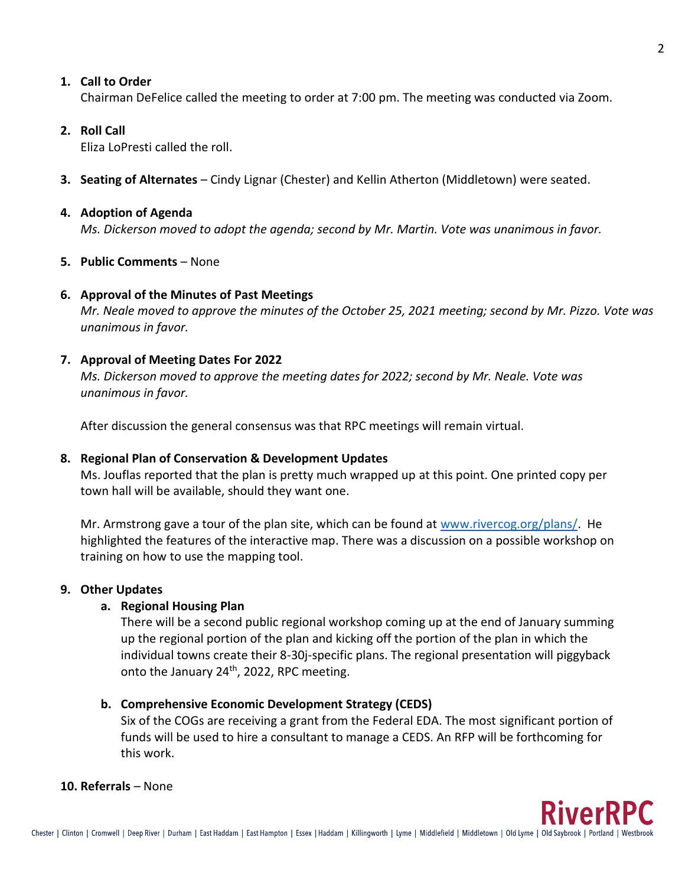1. **Call to Order**
   Chairman DeFelice called the meeting to order at 7:00 pm. The meeting was conducted via Zoom.

2. **Roll Call**
   Eliza LoPresti called the roll.

3. **Seating of Alternates** – Cindy Lignar (Chester) and Kellin Atherton (Middletown) were seated.

4. **Adoption of Agenda**
   *Ms. Dickerson moved to adopt the agenda; second by Mr. Martin. Vote was unanimous in favor.*

5. **Public Comments** – None

6. **Approval of the Minutes of Past Meetings**
   *Mr. Neale moved to approve the minutes of the October 25, 2021 meeting; second by Mr. Pizzo. Vote was unanimous in favor.*

7. **Approval of Meeting Dates For 2022**
   *Ms. Dickerson moved to approve the meeting dates for 2022; second by Mr. Neale. Vote was unanimous in favor.*

   After discussion the general consensus was that RPC meetings will remain virtual.

8. **Regional Plan of Conservation & Development Updates**
   Ms. Jouflas reported that the plan is pretty much wrapped up at this point. One printed copy per town hall will be available, should they want one.

   Mr. Armstrong gave a tour of the plan site, which can be found at [www.rivercog.org/plans/](http://www.rivercog.org/plans/). He highlighted the features of the interactive map. There was a discussion on a possible workshop on training on how to use the mapping tool.

9. **Other Updates**
   a. **Regional Housing Plan**
      There will be a second public regional workshop coming up at the end of January summing up the regional portion of the plan and kicking off the portion of the plan in which the individual towns create their 8-30j-specific plans. The regional presentation will piggyback onto the January 24th, 2022, RPC meeting.

   b. **Comprehensive Economic Development Strategy (CEDS)**
      Six of the COGs are receiving a grant from the Federal EDA. The most significant portion of funds will be used to hire a consultant to manage a CEDS. An RFP will be forthcoming for this work.

10. **Referrals** – None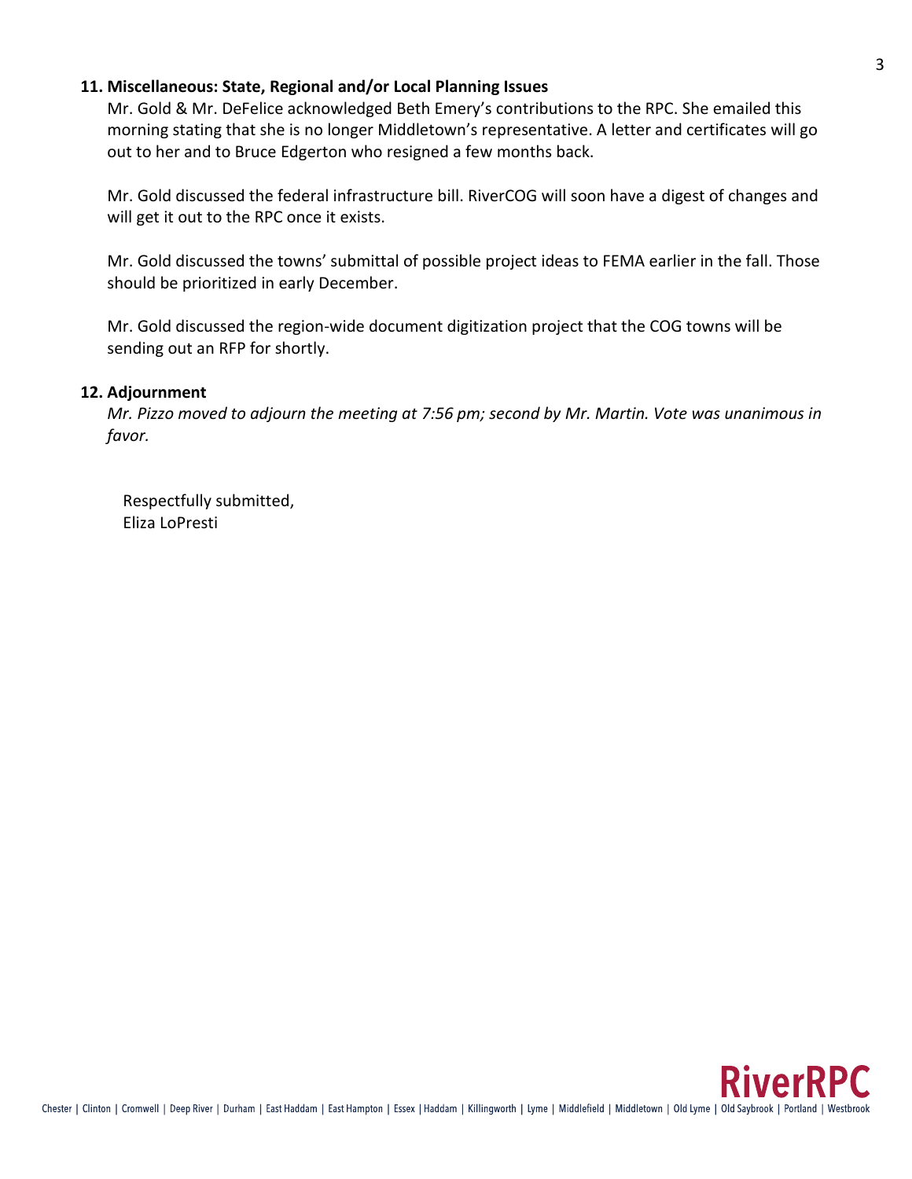**11. Miscellaneous: State, Regional and/or Local Planning Issues**

Mr. Gold & Mr. DeFelice acknowledged Beth Emery's contributions to the RPC. She emailed this morning stating that she is no longer Middletown's representative. A letter and certificates will go out to her and to Bruce Edgerton who resigned a few months back.

Mr. Gold discussed the federal infrastructure bill. RiverCOG will soon have a digest of changes and will get it out to the RPC once it exists.

Mr. Gold discussed the towns' submittal of possible project ideas to FEMA earlier in the fall. Those should be prioritized in early December.

Mr. Gold discussed the region-wide document digitization project that the COG towns will be sending out an RFP for shortly.

**12. Adjournment**

*Mr. Pizzo moved to adjourn the meeting at 7:56 pm; second by Mr. Martin. Vote was unanimous in favor.*

Respectfully submitted,
Eliza LoPresti

RiverRPC

Chester | Clinton | Cromwell | Deep River | Durham | East Haddam | East Hampton | Essex | Haddam | Killingworth | Lyme | Middlefield | Middletown | Old Lyme | Old Saybrook | Portland | Westbrook